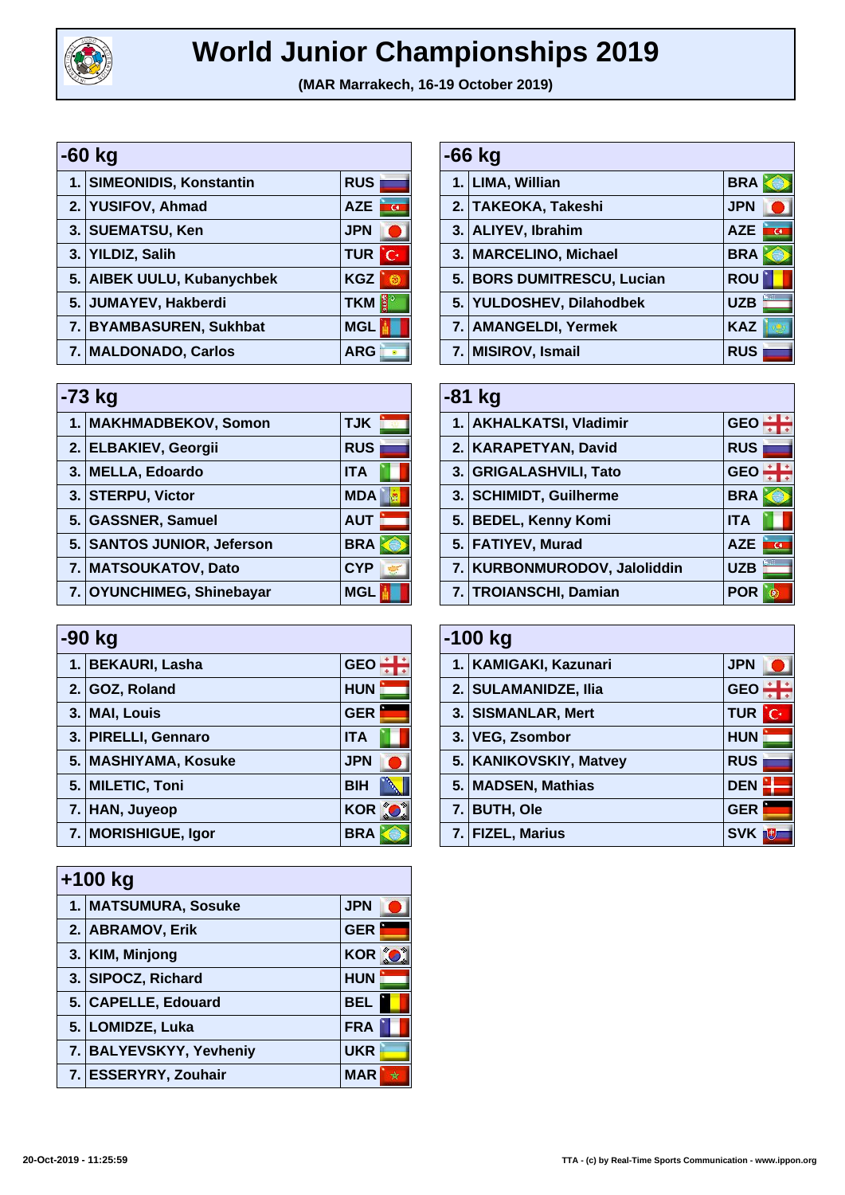# World Junior Championships 2019

**(MAR Marrakech, 16-19 October 2019)**

## -60 kg

| Rank | Name | Country |
|---|---|---|
| 1. | SIMEONIDIS, Konstantin | RUS |
| 2. | YUSIFOV, Ahmad | AZE |
| 3. | SUEMATSU, Ken | JPN |
| 3. | YILDIZ, Salih | TUR |
| 5. | AIBEK UULU, Kubanychbek | KGZ |
| 5. | JUMAYEV, Hakberdi | TKM |
| 7. | BYAMBASUREN, Sukhbat | MGL |
| 7. | MALDONADO, Carlos | ARG |

## -66 kg

| Rank | Name | Country |
|---|---|---|
| 1. | LIMA, Willian | BRA |
| 2. | TAKEOKA, Takeshi | JPN |
| 3. | ALIYEV, Ibrahim | AZE |
| 3. | MARCELINO, Michael | BRA |
| 5. | BORS DUMITRESCU, Lucian | ROU |
| 5. | YULDOSHEV, Dilahodbek | UZB |
| 7. | AMANGELDI, Yermek | KAZ |
| 7. | MISIROV, Ismail | RUS |

## -73 kg

| Rank | Name | Country |
|---|---|---|
| 1. | MAKHMADBEKOV, Somon | TJK |
| 2. | ELBAKIEV, Georgii | RUS |
| 3. | MELLA, Edoardo | ITA |
| 3. | STERPU, Victor | MDA |
| 5. | GASSNER, Samuel | AUT |
| 5. | SANTOS JUNIOR, Jeferson | BRA |
| 7. | MATSOUKATOV, Dato | CYP |
| 7. | OYUNCHIMEG, Shinebayar | MGL |

## -81 kg

| Rank | Name | Country |
|---|---|---|
| 1. | AKHALKATSI, Vladimir | GEO |
| 2. | KARAPETYAN, David | RUS |
| 3. | GRIGALASHVILI, Tato | GEO |
| 3. | SCHIMIDT, Guilherme | BRA |
| 5. | BEDEL, Kenny Komi | ITA |
| 5. | FATIYEV, Murad | AZE |
| 7. | KURBONMURODOV, Jaloliddin | UZB |
| 7. | TROIANSCHI, Damian | POR |

## -90 kg

| Rank | Name | Country |
|---|---|---|
| 1. | BEKAURI, Lasha | GEO |
| 2. | GOZ, Roland | HUN |
| 3. | MAI, Louis | GER |
| 3. | PIRELLI, Gennaro | ITA |
| 5. | MASHIYAMA, Kosuke | JPN |
| 5. | MILETIC, Toni | BIH |
| 7. | HAN, Juyeop | KOR |
| 7. | MORISHIGUE, Igor | BRA |

## -100 kg

| Rank | Name | Country |
|---|---|---|
| 1. | KAMIGAKI, Kazunari | JPN |
| 2. | SULAMANIDZE, Ilia | GEO |
| 3. | SISMANLAR, Mert | TUR |
| 3. | VEG, Zsombor | HUN |
| 5. | KANIKOVSKIY, Matvey | RUS |
| 5. | MADSEN, Mathias | DEN |
| 7. | BUTH, Ole | GER |
| 7. | FIZEL, Marius | SVK |

## +100 kg

| Rank | Name | Country |
|---|---|---|
| 1. | MATSUMURA, Sosuke | JPN |
| 2. | ABRAMOV, Erik | GER |
| 3. | KIM, Minjong | KOR |
| 3. | SIPOCZ, Richard | HUN |
| 5. | CAPELLE, Edouard | BEL |
| 5. | LOMIDZE, Luka | FRA |
| 7. | BALYEVSKYY, Yevheniy | UKR |
| 7. | ESSERYRY, Zouhair | MAR |

20-Oct-2019 - 11:25:59

TTA - (c) by Real-Time Sports Communication - www.ippon.org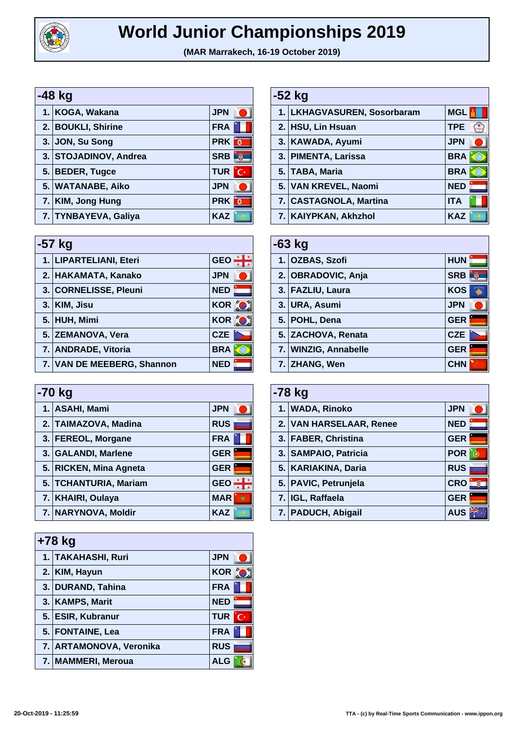# World Junior Championships 2019

**(MAR Marrakech, 16-19 October 2019)**

## -48 kg

| | | |
|---|---|---|
| 1. | KOGA, Wakana | JPN |
| 2. | BOUKLI, Shirine | FRA |
| 3. | JON, Su Song | PRK |
| 3. | STOJADINOV, Andrea | SRB |
| 5. | BEDER, Tugce | TUR |
| 5. | WATANABE, Aiko | JPN |
| 7. | KIM, Jong Hung | PRK |
| 7. | TYNBAYEVA, Galiya | KAZ |

## -52 kg

| | | |
|---|---|---|
| 1. | LKHAGVASUREN, Sosorbaram | MGL |
| 2. | HSU, Lin Hsuan | TPE |
| 3. | KAWADA, Ayumi | JPN |
| 3. | PIMENTA, Larissa | BRA |
| 5. | TABA, Maria | BRA |
| 5. | VAN KREVEL, Naomi | NED |
| 7. | CASTAGNOLA, Martina | ITA |
| 7. | KAIYPKAN, Akhzhol | KAZ |

## -57 kg

| | | |
|---|---|---|
| 1. | LIPARTELIANI, Eteri | GEO |
| 2. | HAKAMATA, Kanako | JPN |
| 3. | CORNELISSE, Pleuni | NED |
| 3. | KIM, Jisu | KOR |
| 5. | HUH, Mimi | KOR |
| 5. | ZEMANOVA, Vera | CZE |
| 7. | ANDRADE, Vitoria | BRA |
| 7. | VAN DE MEEBERG, Shannon | NED |

## -63 kg

| | | |
|---|---|---|
| 1. | OZBAS, Szofi | HUN |
| 2. | OBRADOVIC, Anja | SRB |
| 3. | FAZLIU, Laura | KOS |
| 3. | URA, Asumi | JPN |
| 5. | POHL, Dena | GER |
| 5. | ZACHOVA, Renata | CZE |
| 7. | WINZIG, Annabelle | GER |
| 7. | ZHANG, Wen | CHN |

## -70 kg

| | | |
|---|---|---|
| 1. | ASAHI, Mami | JPN |
| 2. | TAIMAZOVA, Madina | RUS |
| 3. | FEREOL, Morgane | FRA |
| 3. | GALANDI, Marlene | GER |
| 5. | RICKEN, Mina Agneta | GER |
| 5. | TCHANTURIA, Mariam | GEO |
| 7. | KHAIRI, Oulaya | MAR |
| 7. | NARYNOVA, Moldir | KAZ |

## -78 kg

| | | |
|---|---|---|
| 1. | WADA, Rinoko | JPN |
| 2. | VAN HARSELAAR, Renee | NED |
| 3. | FABER, Christina | GER |
| 3. | SAMPAIO, Patricia | POR |
| 5. | KARIAKINA, Daria | RUS |
| 5. | PAVIC, Petrunjela | CRO |
| 7. | IGL, Raffaela | GER |
| 7. | PADUCH, Abigail | AUS |

## +78 kg

| | | |
|---|---|---|
| 1. | TAKAHASHI, Ruri | JPN |
| 2. | KIM, Hayun | KOR |
| 3. | DURAND, Tahina | FRA |
| 3. | KAMPS, Marit | NED |
| 5. | ESIR, Kubranur | TUR |
| 5. | FONTAINE, Lea | FRA |
| 7. | ARTAMONOVA, Veronika | RUS |
| 7. | MAMMERI, Meroua | ALG |